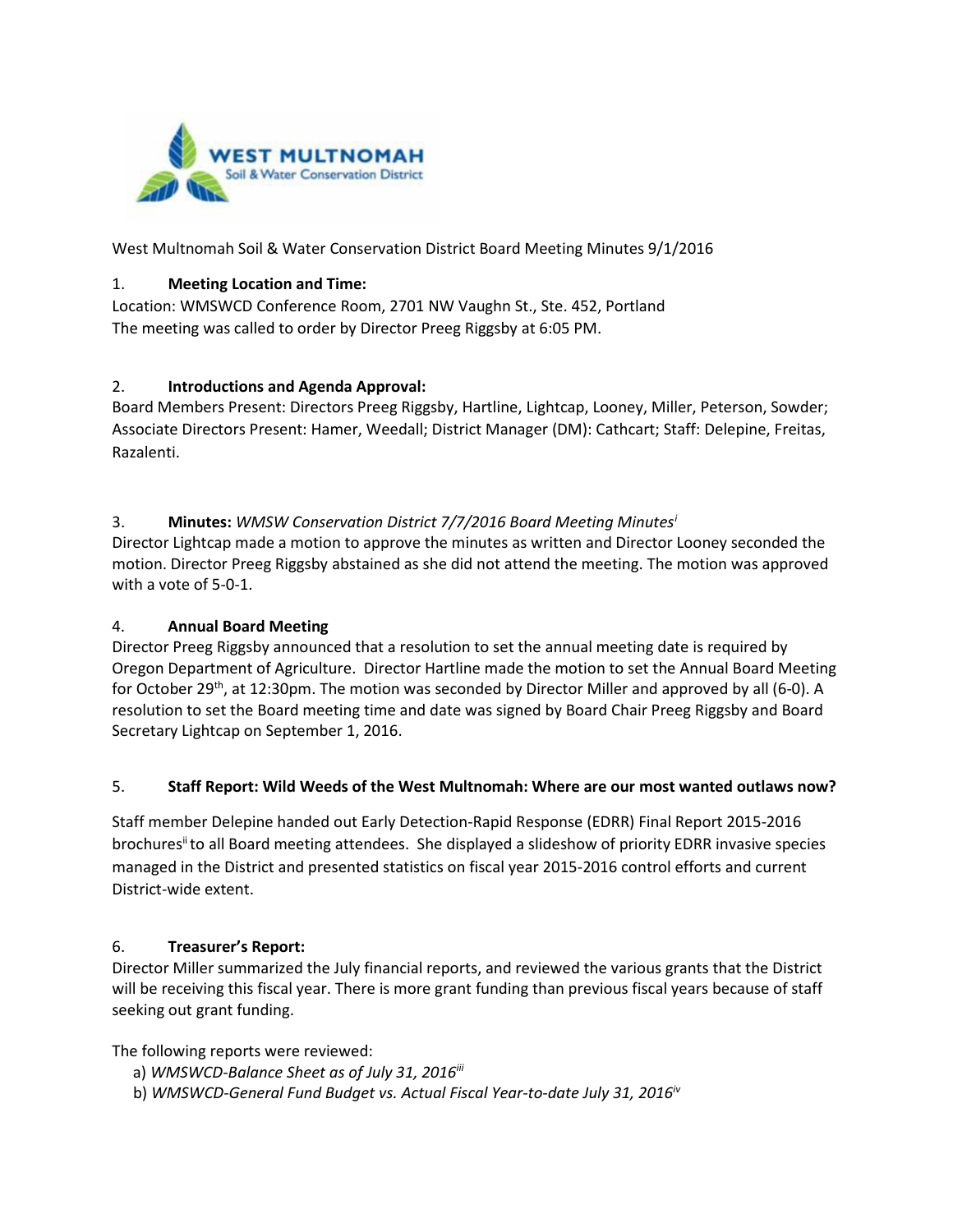West Multnomah Soil & Water Conservation District Board Meeting Minutes 9/1/2016

1. **Meeting Location and Time:**

Location: WMSWCD Conference Room, 2701 NW Vaughn St., Ste. 452, Portland

The meeting was called to order by Director Preeg Riggsby at 6:05 PM.

2. **Introductions and Agenda Approval:**

Board Members Present: Directors Preeg Riggsby, Hartline, Lightcap, Looney, Miller, Peterson, Sowder; Associate Directors Present: Hamer, Weedall; District Manager (DM): Cathcart; Staff: Delepine, Freitas, Razalenti.

3. **Minutes:** *WMSW Conservation District 7/7/2016 Board Meeting Minutes*[i]

Director Lightcap made a motion to approve the minutes as written and Director Looney seconded the motion. Director Preeg Riggsby abstained as she did not attend the meeting. The motion was approved with a vote of 5-0-1.

4. **Annual Board Meeting**

Director Preeg Riggsby announced that a resolution to set the annual meeting date is required by Oregon Department of Agriculture. Director Hartline made the motion to set the Annual Board Meeting for October 29th, at 12:30pm. The motion was seconded by Director Miller and approved by all (6-0). A resolution to set the Board meeting time and date was signed by Board Chair Preeg Riggsby and Board Secretary Lightcap on September 1, 2016.

5. **Staff Report: Wild Weeds of the West Multnomah: Where are our most wanted outlaws now?**

Staff member Delepine handed out Early Detection-Rapid Response (EDRR) Final Report 2015-2016 brochures[ii] to all Board meeting attendees. She displayed a slideshow of priority EDRR invasive species managed in the District and presented statistics on fiscal year 2015-2016 control efforts and current District-wide extent.

6. **Treasurer's Report:**

Director Miller summarized the July financial reports, and reviewed the various grants that the District will be receiving this fiscal year. There is more grant funding than previous fiscal years because of staff seeking out grant funding.

The following reports were reviewed:

a) *WMSWCD-Balance Sheet as of July 31, 2016*[iii]

b) *WMSWCD-General Fund Budget vs. Actual Fiscal Year-to-date July 31, 2016*[iv]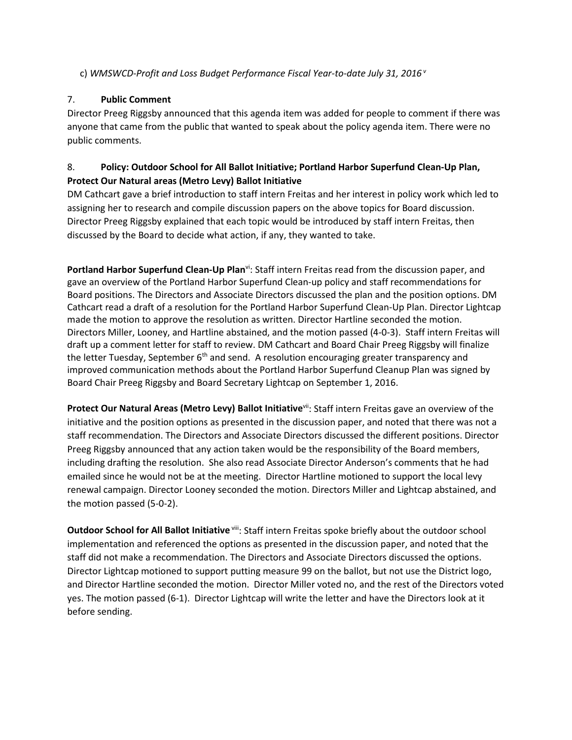c) *WMSWCD-Profit and Loss Budget Performance Fiscal Year-to-date July 31, 2016* [v]

7. **Public Comment**

Director Preeg Riggsby announced that this agenda item was added for people to comment if there was anyone that came from the public that wanted to speak about the policy agenda item. There were no public comments.

8. **Policy: Outdoor School for All Ballot Initiative; Portland Harbor Superfund Clean-Up Plan, Protect Our Natural areas (Metro Levy) Ballot Initiative**

DM Cathcart gave a brief introduction to staff intern Freitas and her interest in policy work which led to assigning her to research and compile discussion papers on the above topics for Board discussion. Director Preeg Riggsby explained that each topic would be introduced by staff intern Freitas, then discussed by the Board to decide what action, if any, they wanted to take.

**Portland Harbor Superfund Clean-Up Plan**[vi]: Staff intern Freitas read from the discussion paper, and gave an overview of the Portland Harbor Superfund Clean-up policy and staff recommendations for Board positions. The Directors and Associate Directors discussed the plan and the position options. DM Cathcart read a draft of a resolution for the Portland Harbor Superfund Clean-Up Plan. Director Lightcap made the motion to approve the resolution as written. Director Hartline seconded the motion. Directors Miller, Looney, and Hartline abstained, and the motion passed (4-0-3). Staff intern Freitas will draft up a comment letter for staff to review. DM Cathcart and Board Chair Preeg Riggsby will finalize the letter Tuesday, September 6th and send. A resolution encouraging greater transparency and improved communication methods about the Portland Harbor Superfund Cleanup Plan was signed by Board Chair Preeg Riggsby and Board Secretary Lightcap on September 1, 2016.

**Protect Our Natural Areas (Metro Levy) Ballot Initiative**[vii]: Staff intern Freitas gave an overview of the initiative and the position options as presented in the discussion paper, and noted that there was not a staff recommendation. The Directors and Associate Directors discussed the different positions. Director Preeg Riggsby announced that any action taken would be the responsibility of the Board members, including drafting the resolution. She also read Associate Director Anderson's comments that he had emailed since he would not be at the meeting. Director Hartline motioned to support the local levy renewal campaign. Director Looney seconded the motion. Directors Miller and Lightcap abstained, and the motion passed (5-0-2).

**Outdoor School for All Ballot Initiative** [viii]: Staff intern Freitas spoke briefly about the outdoor school implementation and referenced the options as presented in the discussion paper, and noted that the staff did not make a recommendation. The Directors and Associate Directors discussed the options. Director Lightcap motioned to support putting measure 99 on the ballot, but not use the District logo, and Director Hartline seconded the motion. Director Miller voted no, and the rest of the Directors voted yes. The motion passed (6-1). Director Lightcap will write the letter and have the Directors look at it before sending.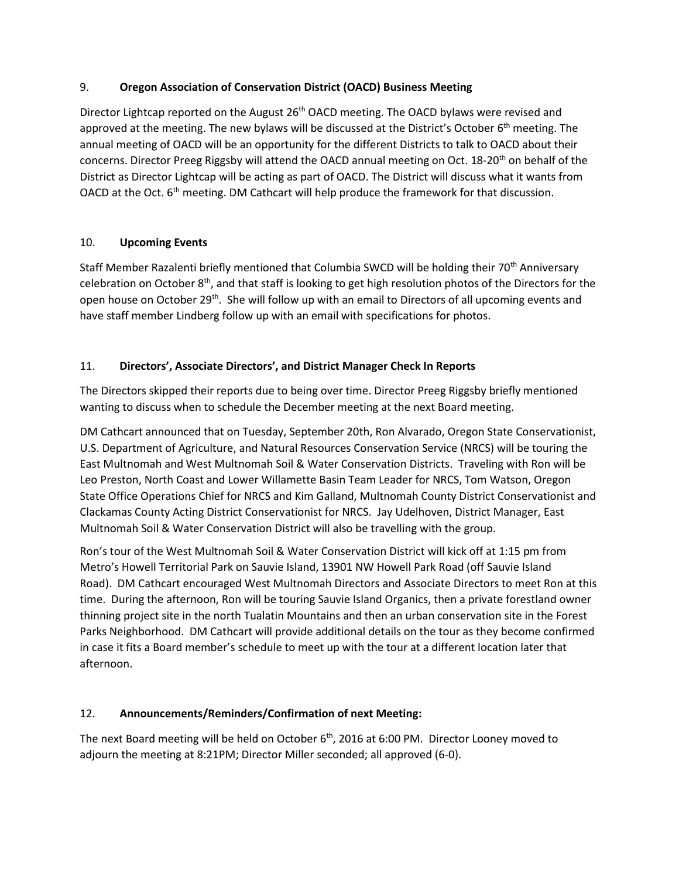## 9. **Oregon Association of Conservation District (OACD) Business Meeting**

Director Lightcap reported on the August 26th OACD meeting. The OACD bylaws were revised and approved at the meeting. The new bylaws will be discussed at the District's October 6th meeting. The annual meeting of OACD will be an opportunity for the different Districts to talk to OACD about their concerns. Director Preeg Riggsby will attend the OACD annual meeting on Oct. 18-20th on behalf of the District as Director Lightcap will be acting as part of OACD. The District will discuss what it wants from OACD at the Oct. 6th meeting. DM Cathcart will help produce the framework for that discussion.

## 10. **Upcoming Events**

Staff Member Razalenti briefly mentioned that Columbia SWCD will be holding their 70th Anniversary celebration on October 8th, and that staff is looking to get high resolution photos of the Directors for the open house on October 29th. She will follow up with an email to Directors of all upcoming events and have staff member Lindberg follow up with an email with specifications for photos.

## 11. **Directors', Associate Directors', and District Manager Check In Reports**

The Directors skipped their reports due to being over time. Director Preeg Riggsby briefly mentioned wanting to discuss when to schedule the December meeting at the next Board meeting.

DM Cathcart announced that on Tuesday, September 20th, Ron Alvarado, Oregon State Conservationist, U.S. Department of Agriculture, and Natural Resources Conservation Service (NRCS) will be touring the East Multnomah and West Multnomah Soil & Water Conservation Districts. Traveling with Ron will be Leo Preston, North Coast and Lower Willamette Basin Team Leader for NRCS, Tom Watson, Oregon State Office Operations Chief for NRCS and Kim Galland, Multnomah County District Conservationist and Clackamas County Acting District Conservationist for NRCS. Jay Udelhoven, District Manager, East Multnomah Soil & Water Conservation District will also be travelling with the group.

Ron's tour of the West Multnomah Soil & Water Conservation District will kick off at 1:15 pm from Metro's Howell Territorial Park on Sauvie Island, 13901 NW Howell Park Road (off Sauvie Island Road). DM Cathcart encouraged West Multnomah Directors and Associate Directors to meet Ron at this time. During the afternoon, Ron will be touring Sauvie Island Organics, then a private forestland owner thinning project site in the north Tualatin Mountains and then an urban conservation site in the Forest Parks Neighborhood. DM Cathcart will provide additional details on the tour as they become confirmed in case it fits a Board member's schedule to meet up with the tour at a different location later that afternoon.

## 12. **Announcements/Reminders/Confirmation of next Meeting:**

The next Board meeting will be held on October 6th, 2016 at 6:00 PM. Director Looney moved to adjourn the meeting at 8:21PM; Director Miller seconded; all approved (6-0).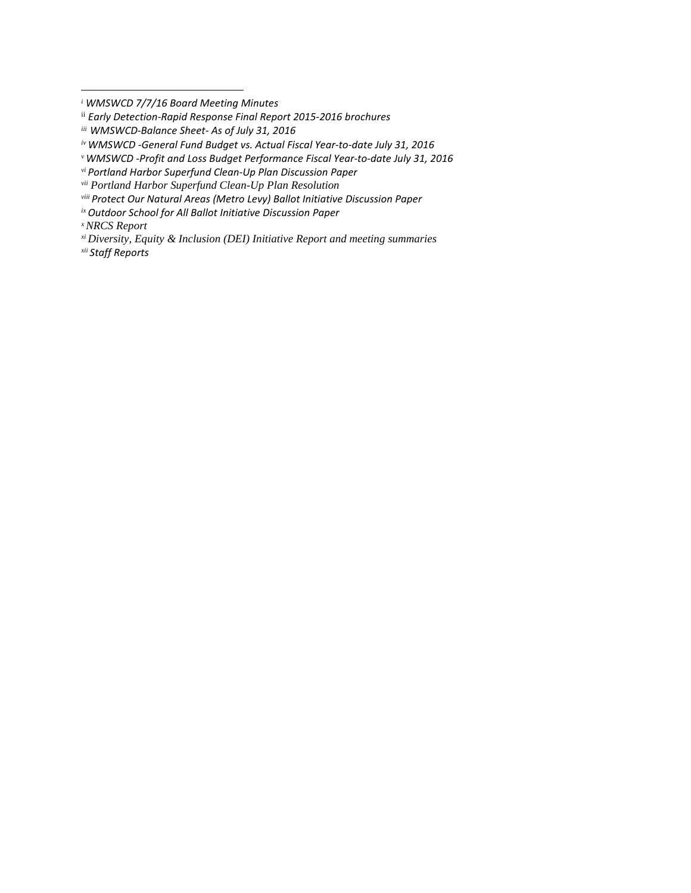---

[i] *WMSWCD 7/7/16 Board Meeting Minutes*

[ii] *Early Detection-Rapid Response Final Report 2015-2016 brochures*

[iii] *WMSWCD-Balance Sheet- As of July 31, 2016*

[iv] *WMSWCD -General Fund Budget vs. Actual Fiscal Year-to-date July 31, 2016*

[v] *WMSWCD -Profit and Loss Budget Performance Fiscal Year-to-date July 31, 2016*

[vi] *Portland Harbor Superfund Clean-Up Plan Discussion Paper*

[vii] *Portland Harbor Superfund Clean-Up Plan Resolution*

[viii] *Protect Our Natural Areas (Metro Levy) Ballot Initiative Discussion Paper*

[ix] *Outdoor School for All Ballot Initiative Discussion Paper*

[x] *NRCS Report*

[xi] *Diversity, Equity & Inclusion (DEI) Initiative Report and meeting summaries*

[xii] *Staff Reports*